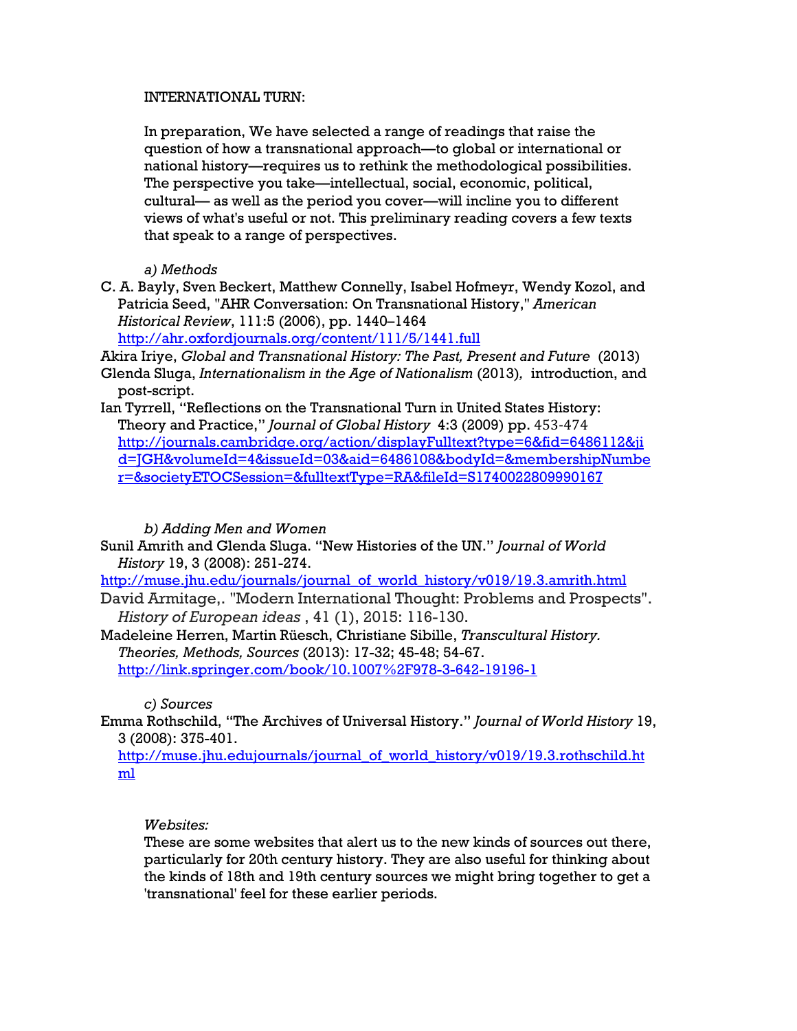INTERNATIONAL TURN:

In preparation, We have selected a range of readings that raise the question of how a transnational approach—to global or international or national history—requires us to rethink the methodological possibilities. The perspective you take—intellectual, social, economic, political, cultural— as well as the period you cover—will incline you to different views of what's useful or not. This preliminary reading covers a few texts that speak to a range of perspectives.

*a) Methods*

C. A. Bayly, Sven Beckert, Matthew Connelly, Isabel Hofmeyr, Wendy Kozol, and Patricia Seed, "AHR Conversation: On Transnational History," *American Historical Review*, 111:5 (2006), pp. 1440–1464 http://ahr.oxfordjournals.org/content/111/5/1441.full

Akira Iriye, *Global and Transnational History: The Past, Present and Future* (2013)

Glenda Sluga, *Internationalism in the Age of Nationalism* (2013), introduction, and post-script.

Ian Tyrrell, "Reflections on the Transnational Turn in United States History: Theory and Practice," *Journal of Global History* 4:3 (2009) pp. 453-474 http://journals.cambridge.org/action/displayFulltext?type=6&fid=6486112&jid=JGH&volumeId=4&issueId=03&aid=6486108&bodyId=&membershipNumber=&societyETOCSession=&fulltextType=RA&fileId=S1740022809990167

*b) Adding Men and Women*

Sunil Amrith and Glenda Sluga. "New Histories of the UN." *Journal of World History* 19, 3 (2008): 251-274.
http://muse.jhu.edu/journals/journal_of_world_history/v019/19.3.amrith.html

David Armitage,. "Modern International Thought: Problems and Prospects". *History of European ideas* , 41 (1), 2015: 116-130.

Madeleine Herren, Martin Rüesch, Christiane Sibille, *Transcultural History. Theories, Methods, Sources* (2013): 17-32; 45-48; 54-67. http://link.springer.com/book/10.1007%2F978-3-642-19196-1

*c) Sources*

Emma Rothschild, "The Archives of Universal History." *Journal of World History* 19, 3 (2008): 375-401. http://muse.jhu.edujournals/journal_of_world_history/v019/19.3.rothschild.html

*Websites:*

These are some websites that alert us to the new kinds of sources out there, particularly for 20th century history. They are also useful for thinking about the kinds of 18th and 19th century sources we might bring together to get a 'transnational' feel for these earlier periods.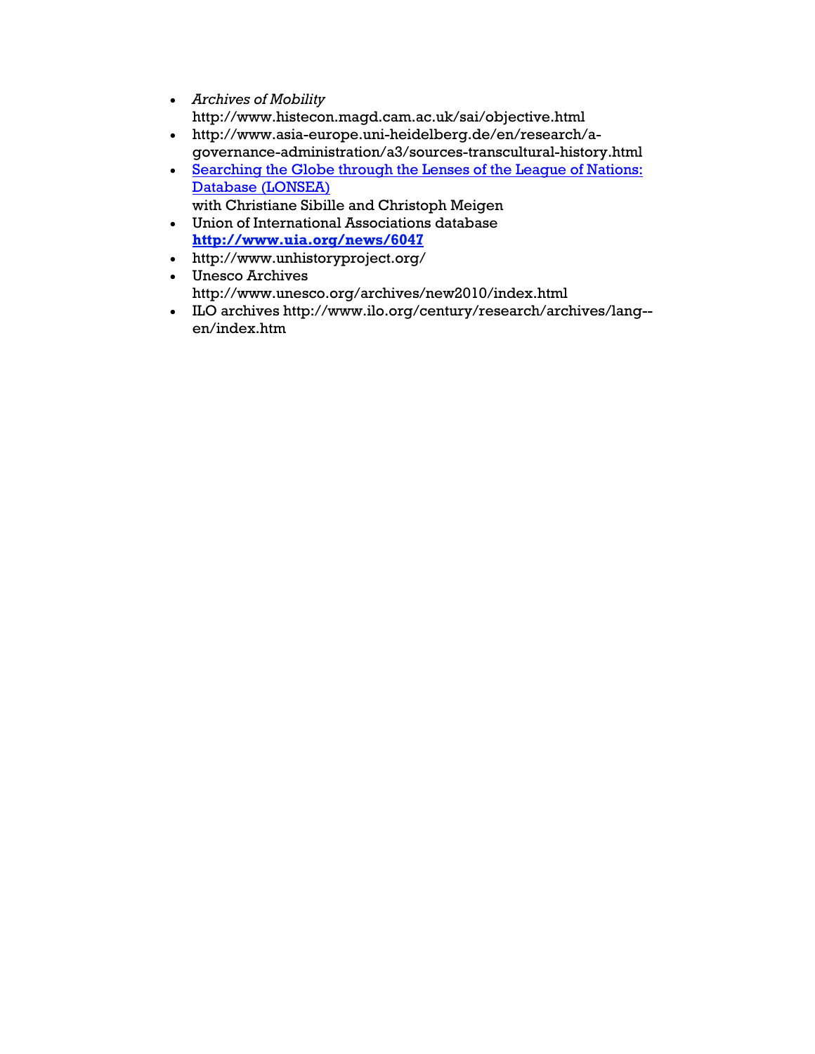- *Archives of Mobility*
  http://www.histecon.magd.cam.ac.uk/sai/objective.html
- http://www.asia-europe.uni-heidelberg.de/en/research/a-governance-administration/a3/sources-transcultural-history.html
- Searching the Globe through the Lenses of the League of Nations: Database (LONSEA)
  with Christiane Sibille and Christoph Meigen
- Union of International Associations database
  **http://www.uia.org/news/6047**
- http://www.unhistoryproject.org/
- Unesco Archives
  http://www.unesco.org/archives/new2010/index.html
- ILO archives http://www.ilo.org/century/research/archives/lang--en/index.htm